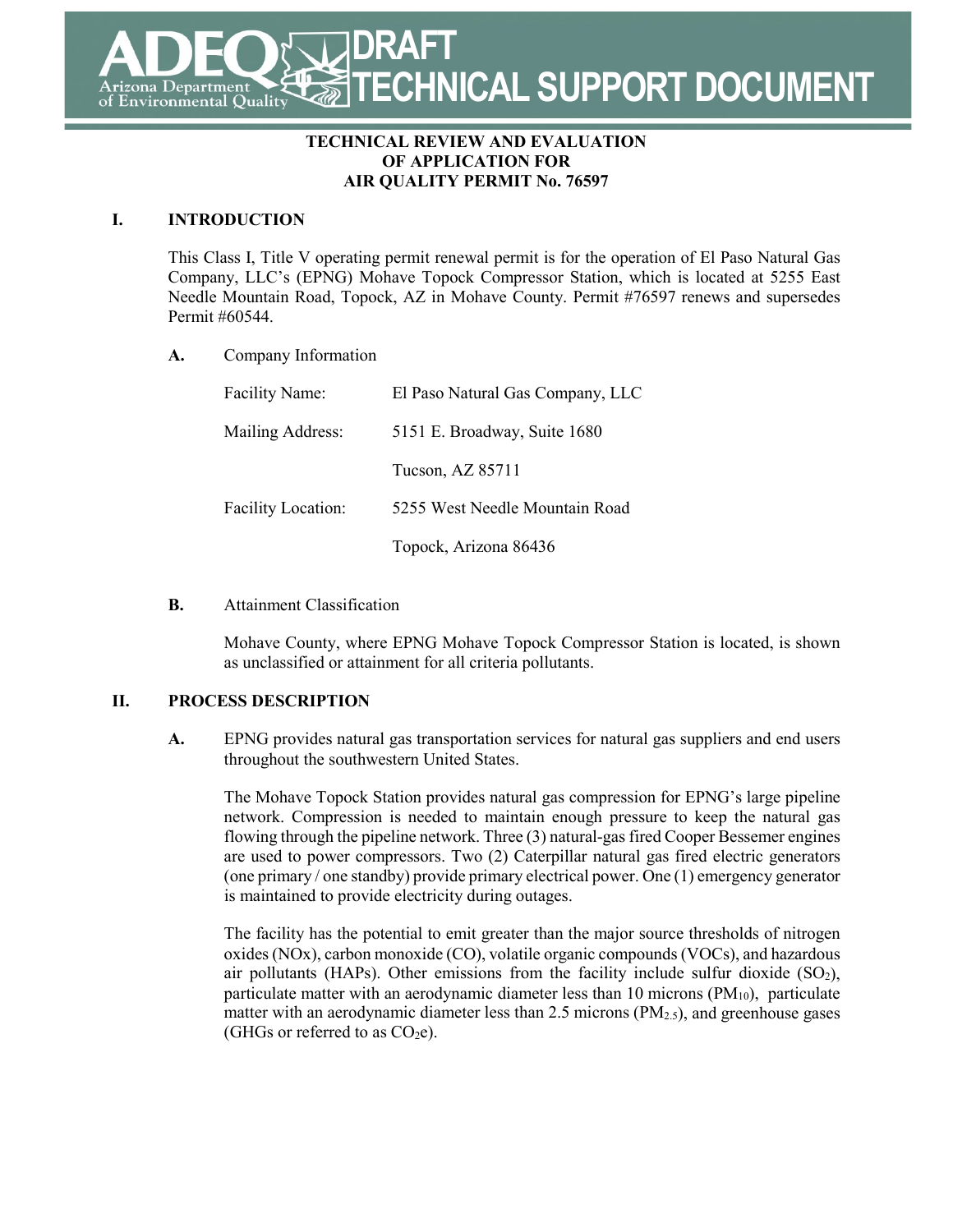# DRAFT TECHNICAL SUPPORT DOCUMENT

**TECHNICAL REVIEW AND EVALUATION OF APPLICATION FOR AIR QUALITY PERMIT No. 76597**

## I. INTRODUCTION

This Class I, Title V operating permit renewal permit is for the operation of El Paso Natural Gas Company, LLC's (EPNG) Mohave Topock Compressor Station, which is located at 5255 East Needle Mountain Road, Topock, AZ in Mohave County. Permit #76597 renews and supersedes Permit #60544.

### A. Company Information

| | |
|---|---|
| Facility Name: | El Paso Natural Gas Company, LLC |
| Mailing Address: | 5151 E. Broadway, Suite 1680 |
| | Tucson, AZ 85711 |
| Facility Location: | 5255 West Needle Mountain Road |
| | Topock, Arizona 86436 |

### B. Attainment Classification

Mohave County, where EPNG Mohave Topock Compressor Station is located, is shown as unclassified or attainment for all criteria pollutants.

## II. PROCESS DESCRIPTION

**A.** EPNG provides natural gas transportation services for natural gas suppliers and end users throughout the southwestern United States.

The Mohave Topock Station provides natural gas compression for EPNG's large pipeline network. Compression is needed to maintain enough pressure to keep the natural gas flowing through the pipeline network. Three (3) natural-gas fired Cooper Bessemer engines are used to power compressors. Two (2) Caterpillar natural gas fired electric generators (one primary / one standby) provide primary electrical power. One (1) emergency generator is maintained to provide electricity during outages.

The facility has the potential to emit greater than the major source thresholds of nitrogen oxides (NOx), carbon monoxide (CO), volatile organic compounds (VOCs), and hazardous air pollutants (HAPs). Other emissions from the facility include sulfur dioxide ($SO_2$), particulate matter with an aerodynamic diameter less than 10 microns ($PM_{10}$), particulate matter with an aerodynamic diameter less than 2.5 microns ($PM_{2.5}$), and greenhouse gases (GHGs or referred to as $CO_2e$).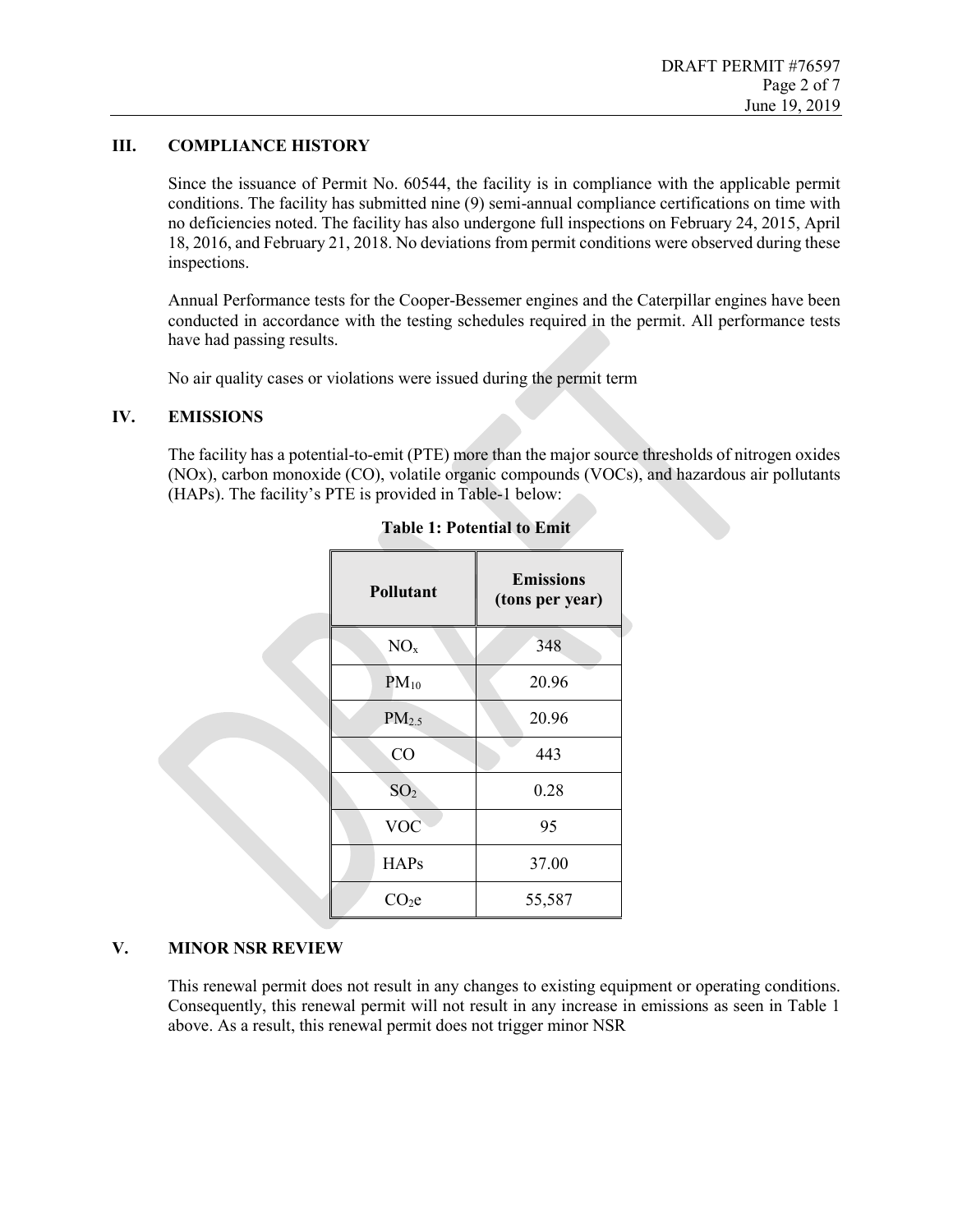## III. COMPLIANCE HISTORY

Since the issuance of Permit No. 60544, the facility is in compliance with the applicable permit conditions. The facility has submitted nine (9) semi-annual compliance certifications on time with no deficiencies noted. The facility has also undergone full inspections on February 24, 2015, April 18, 2016, and February 21, 2018. No deviations from permit conditions were observed during these inspections.

Annual Performance tests for the Cooper-Bessemer engines and the Caterpillar engines have been conducted in accordance with the testing schedules required in the permit. All performance tests have had passing results.

No air quality cases or violations were issued during the permit term

## IV. EMISSIONS

The facility has a potential-to-emit (PTE) more than the major source thresholds of nitrogen oxides (NOx), carbon monoxide (CO), volatile organic compounds (VOCs), and hazardous air pollutants (HAPs). The facility's PTE is provided in Table-1 below:

**Table 1: Potential to Emit**

| Pollutant | Emissions (tons per year) |
|---|---|
| $NO_x$ | 348 |
| $PM_{10}$ | 20.96 |
| $PM_{2.5}$ | 20.96 |
| CO | 443 |
| $SO_2$ | 0.28 |
| VOC | 95 |
| HAPs | 37.00 |
| $CO_2e$ | 55,587 |

## V. MINOR NSR REVIEW

This renewal permit does not result in any changes to existing equipment or operating conditions. Consequently, this renewal permit will not result in any increase in emissions as seen in Table 1 above. As a result, this renewal permit does not trigger minor NSR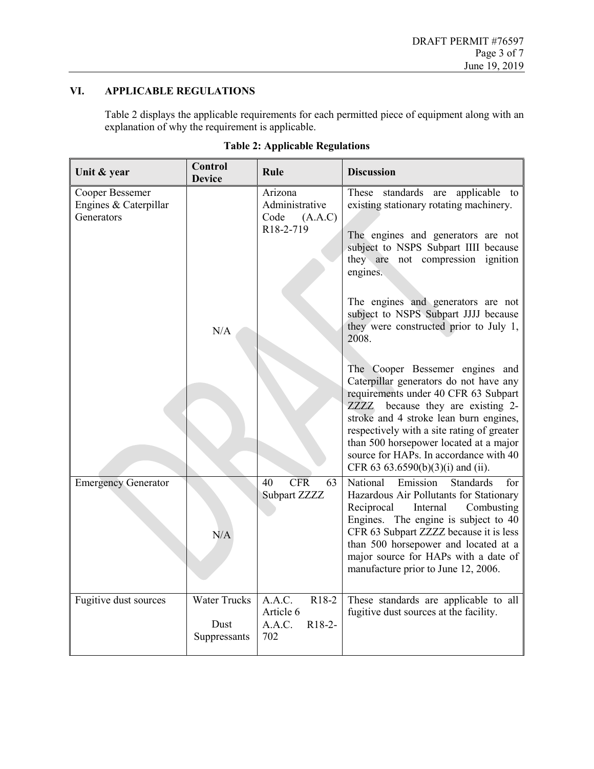## VI. APPLICABLE REGULATIONS

Table 2 displays the applicable requirements for each permitted piece of equipment along with an explanation of why the requirement is applicable.

**Table 2: Applicable Regulations**

| Unit & year | Control Device | Rule | Discussion |
|---|---|---|---|
| Cooper Bessemer Engines & Caterpillar Generators | N/A | Arizona Administrative Code (A.A.C) R18-2-719 | These standards are applicable to existing stationary rotating machinery.<br><br>The engines and generators are not subject to NSPS Subpart IIII because they are not compression ignition engines.<br><br>The engines and generators are not subject to NSPS Subpart JJJJ because they were constructed prior to July 1, 2008.<br><br>The Cooper Bessemer engines and Caterpillar generators do not have any requirements under 40 CFR 63 Subpart ZZZZ because they are existing 2-stroke and 4 stroke lean burn engines, respectively with a site rating of greater than 500 horsepower located at a major source for HAPs. In accordance with 40 CFR 63 63.6590(b)(3)(i) and (ii). |
| Emergency Generator | N/A | 40 CFR 63 Subpart ZZZZ | National Emission Standards for Hazardous Air Pollutants for Stationary Reciprocal Internal Combusting Engines. The engine is subject to 40 CFR 63 Subpart ZZZZ because it is less than 500 horsepower and located at a major source for HAPs with a date of manufacture prior to June 12, 2006. |
| Fugitive dust sources | Water Trucks<br><br>Dust Suppressants | A.A.C. R18-2 Article 6<br>A.A.C. R18-2-702 | These standards are applicable to all fugitive dust sources at the facility. |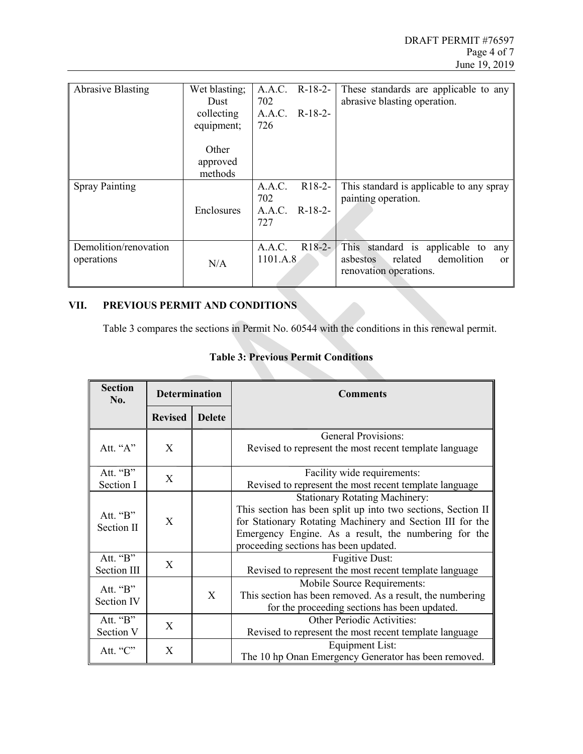| Abrasive Blasting | Wet blasting; Dust collecting equipment; Other approved methods | A.A.C. R-18-2-702 A.A.C. R-18-2-726 | These standards are applicable to any abrasive blasting operation. |
|---|---|---|---|
| Spray Painting | Enclosures | A.A.C. R18-2-702 A.A.C. R-18-2-727 | This standard is applicable to any spray painting operation. |
| Demolition/renovation operations | N/A | A.A.C. R18-2-1101.A.8 | This standard is applicable to any asbestos related demolition or renovation operations. |

## VII. PREVIOUS PERMIT AND CONDITIONS

Table 3 compares the sections in Permit No. 60544 with the conditions in this renewal permit.

**Table 3: Previous Permit Conditions**

| Section No. | Determination | | Comments |
|---|---|---|---|
| | Revised | Delete | |
| Att. "A" | X | | General Provisions: Revised to represent the most recent template language |
| Att. "B" Section I | X | | Facility wide requirements: Revised to represent the most recent template language |
| Att. "B" Section II | X | | Stationary Rotating Machinery: This section has been split up into two sections, Section II for Stationary Rotating Machinery and Section III for the Emergency Engine. As a result, the numbering for the proceeding sections has been updated. |
| Att. "B" Section III | X | | Fugitive Dust: Revised to represent the most recent template language |
| Att. "B" Section IV | | X | Mobile Source Requirements: This section has been removed. As a result, the numbering for the proceeding sections has been updated. |
| Att. "B" Section V | X | | Other Periodic Activities: Revised to represent the most recent template language |
| Att. "C" | X | | Equipment List: The 10 hp Onan Emergency Generator has been removed. |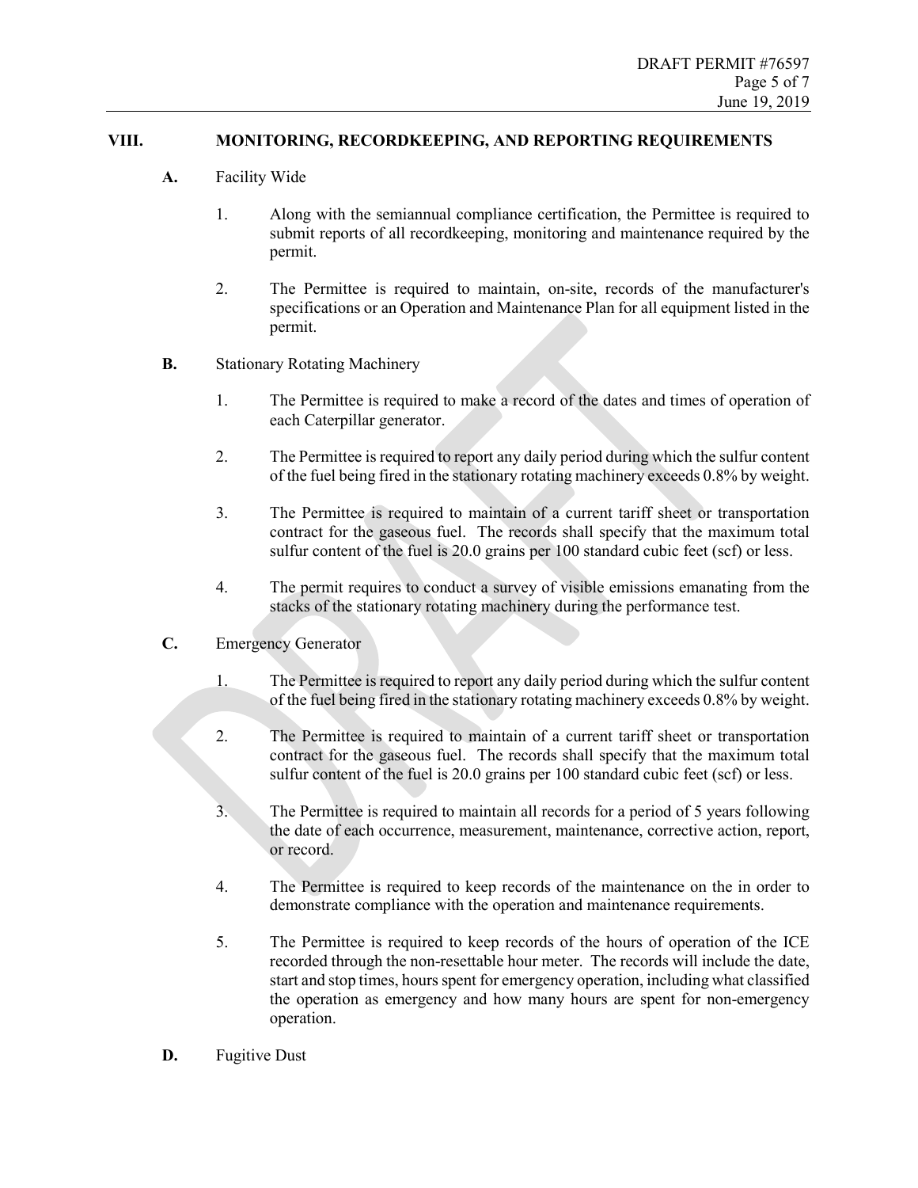## VIII. MONITORING, RECORDKEEPING, AND REPORTING REQUIREMENTS

**A.** Facility Wide

1. Along with the semiannual compliance certification, the Permittee is required to submit reports of all recordkeeping, monitoring and maintenance required by the permit.

2. The Permittee is required to maintain, on-site, records of the manufacturer's specifications or an Operation and Maintenance Plan for all equipment listed in the permit.

**B.** Stationary Rotating Machinery

1. The Permittee is required to make a record of the dates and times of operation of each Caterpillar generator.

2. The Permittee is required to report any daily period during which the sulfur content of the fuel being fired in the stationary rotating machinery exceeds 0.8% by weight.

3. The Permittee is required to maintain of a current tariff sheet or transportation contract for the gaseous fuel. The records shall specify that the maximum total sulfur content of the fuel is 20.0 grains per 100 standard cubic feet (scf) or less.

4. The permit requires to conduct a survey of visible emissions emanating from the stacks of the stationary rotating machinery during the performance test.

**C.** Emergency Generator

1. The Permittee is required to report any daily period during which the sulfur content of the fuel being fired in the stationary rotating machinery exceeds 0.8% by weight.

2. The Permittee is required to maintain of a current tariff sheet or transportation contract for the gaseous fuel. The records shall specify that the maximum total sulfur content of the fuel is 20.0 grains per 100 standard cubic feet (scf) or less.

3. The Permittee is required to maintain all records for a period of 5 years following the date of each occurrence, measurement, maintenance, corrective action, report, or record.

4. The Permittee is required to keep records of the maintenance on the in order to demonstrate compliance with the operation and maintenance requirements.

5. The Permittee is required to keep records of the hours of operation of the ICE recorded through the non-resettable hour meter. The records will include the date, start and stop times, hours spent for emergency operation, including what classified the operation as emergency and how many hours are spent for non-emergency operation.

**D.** Fugitive Dust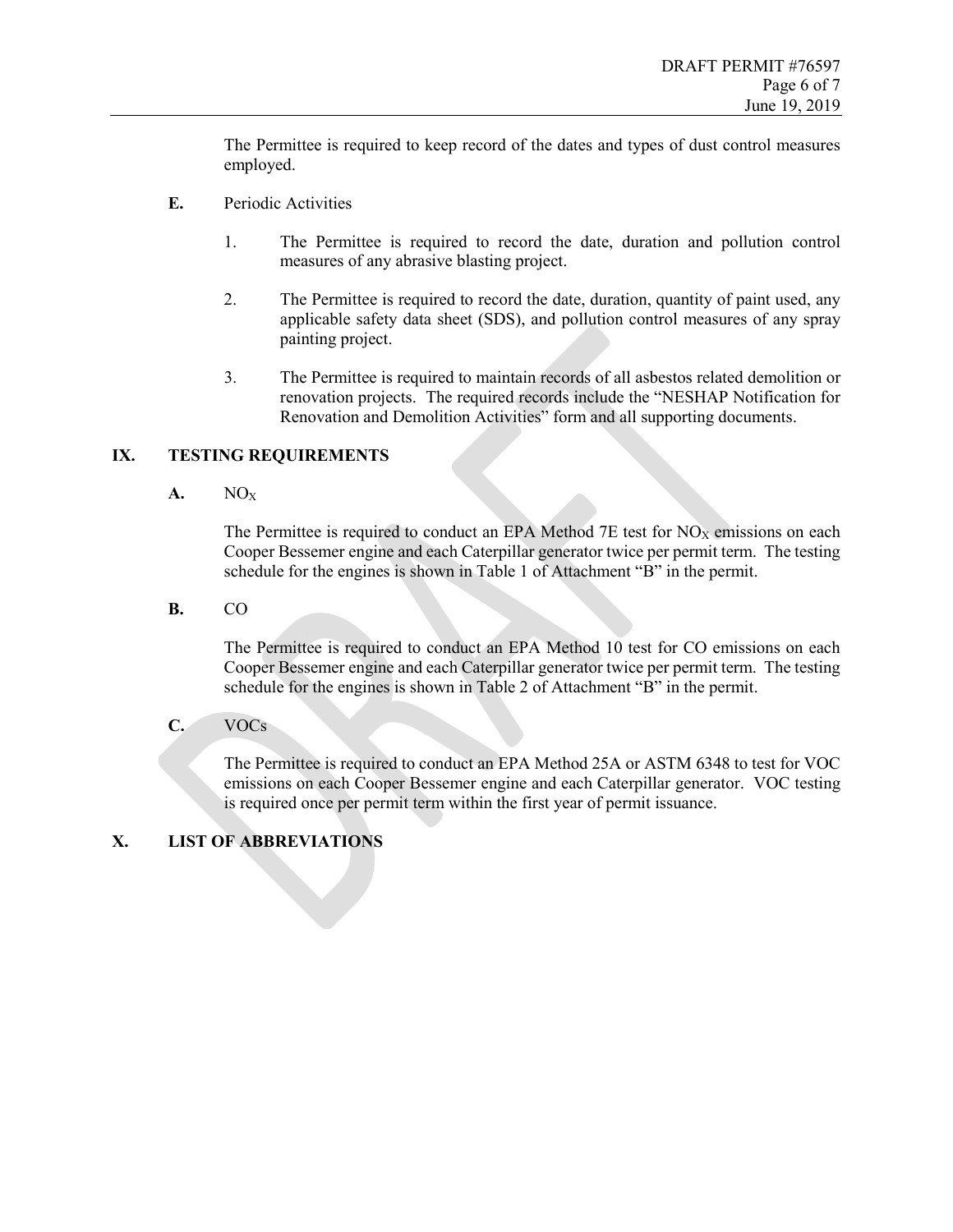The Permittee is required to keep record of the dates and types of dust control measures employed.

**E.** Periodic Activities

1. The Permittee is required to record the date, duration and pollution control measures of any abrasive blasting project.

2. The Permittee is required to record the date, duration, quantity of paint used, any applicable safety data sheet (SDS), and pollution control measures of any spray painting project.

3. The Permittee is required to maintain records of all asbestos related demolition or renovation projects. The required records include the "NESHAP Notification for Renovation and Demolition Activities" form and all supporting documents.

## IX. TESTING REQUIREMENTS

**A.** $NO_X$

The Permittee is required to conduct an EPA Method 7E test for $NO_X$ emissions on each Cooper Bessemer engine and each Caterpillar generator twice per permit term. The testing schedule for the engines is shown in Table 1 of Attachment "B" in the permit.

**B.** CO

The Permittee is required to conduct an EPA Method 10 test for CO emissions on each Cooper Bessemer engine and each Caterpillar generator twice per permit term. The testing schedule for the engines is shown in Table 2 of Attachment "B" in the permit.

**C.** VOCs

The Permittee is required to conduct an EPA Method 25A or ASTM 6348 to test for VOC emissions on each Cooper Bessemer engine and each Caterpillar generator. VOC testing is required once per permit term within the first year of permit issuance.

## X. LIST OF ABBREVIATIONS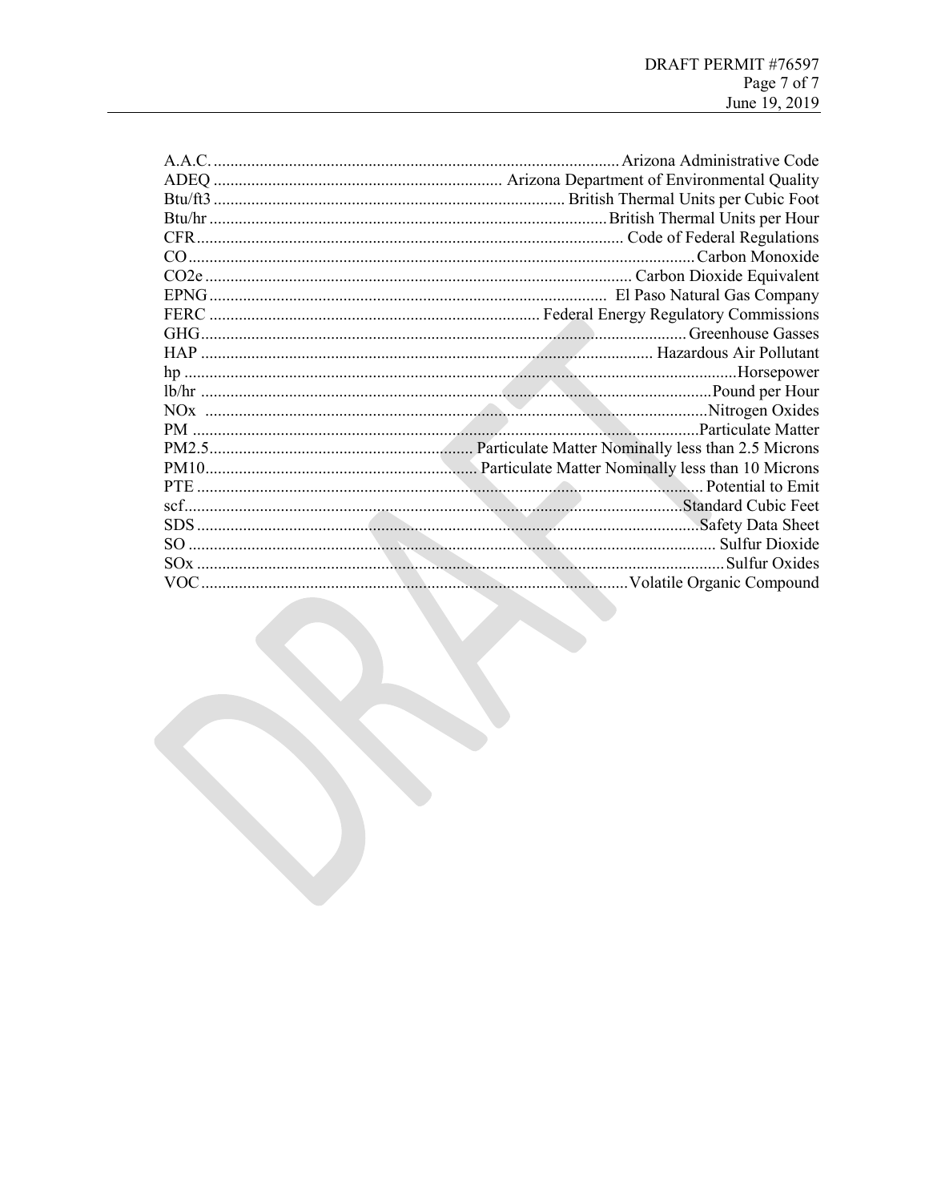| | |
|---|---|
| A.A.C. | Arizona Administrative Code |
| ADEQ | Arizona Department of Environmental Quality |
| Btu/ft3 | British Thermal Units per Cubic Foot |
| Btu/hr | British Thermal Units per Hour |
| CFR | Code of Federal Regulations |
| CO | Carbon Monoxide |
| CO2e | Carbon Dioxide Equivalent |
| EPNG | El Paso Natural Gas Company |
| FERC | Federal Energy Regulatory Commissions |
| GHG | Greenhouse Gasses |
| HAP | Hazardous Air Pollutant |
| hp | Horsepower |
| lb/hr | Pound per Hour |
| NOx | Nitrogen Oxides |
| PM | Particulate Matter |
| PM2.5 | Particulate Matter Nominally less than 2.5 Microns |
| PM10 | Particulate Matter Nominally less than 10 Microns |
| PTE | Potential to Emit |
| scf | Standard Cubic Feet |
| SDS | Safety Data Sheet |
| SO | Sulfur Dioxide |
| SOx | Sulfur Oxides |
| VOC | Volatile Organic Compound |